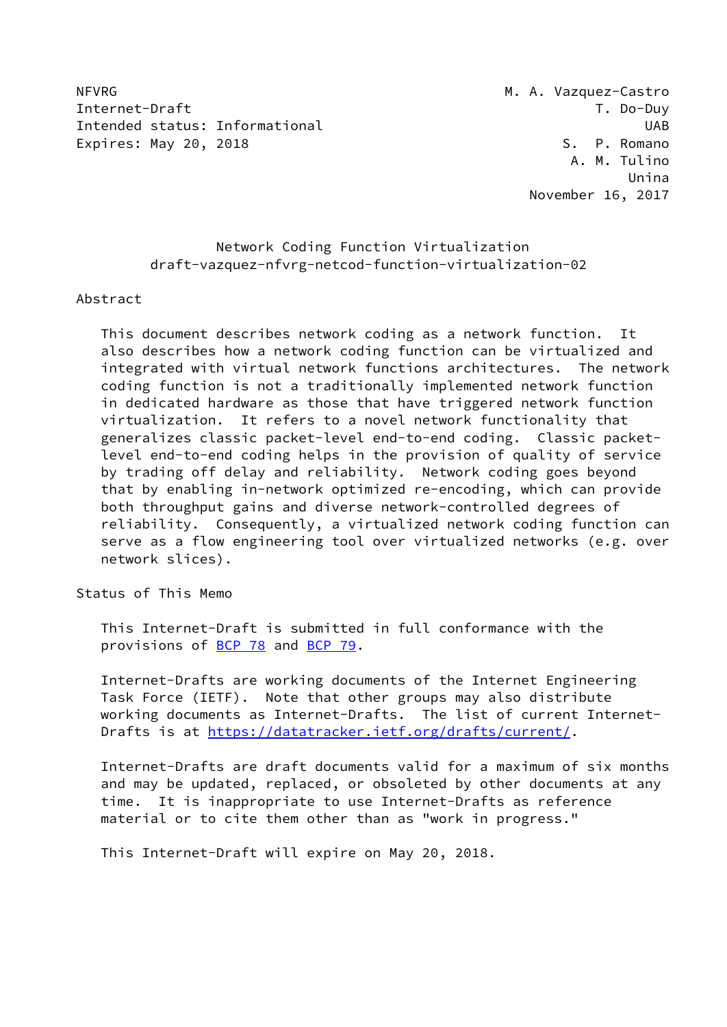NFVRG M. A. Vazquez-Castro
Internet-Draft T. Do-Duy
Intended status: Informational UAB
Expires: May 20, 2018 S. P. Romano
A. M. Tulino
Unina
November 16, 2017

# Network Coding Function Virtualization
## draft-vazquez-nfvrg-netcod-function-virtualization-02

## Abstract

This document describes network coding as a network function. It also describes how a network coding function can be virtualized and integrated with virtual network functions architectures. The network coding function is not a traditionally implemented network function in dedicated hardware as those that have triggered network function virtualization. It refers to a novel network functionality that generalizes classic packet-level end-to-end coding. Classic packet-level end-to-end coding helps in the provision of quality of service by trading off delay and reliability. Network coding goes beyond that by enabling in-network optimized re-encoding, which can provide both throughput gains and diverse network-controlled degrees of reliability. Consequently, a virtualized network coding function can serve as a flow engineering tool over virtualized networks (e.g. over network slices).

## Status of This Memo

This Internet-Draft is submitted in full conformance with the provisions of BCP 78 and BCP 79.

Internet-Drafts are working documents of the Internet Engineering Task Force (IETF). Note that other groups may also distribute working documents as Internet-Drafts. The list of current Internet-Drafts is at https://datatracker.ietf.org/drafts/current/.

Internet-Drafts are draft documents valid for a maximum of six months and may be updated, replaced, or obsoleted by other documents at any time. It is inappropriate to use Internet-Drafts as reference material or to cite them other than as "work in progress."

This Internet-Draft will expire on May 20, 2018.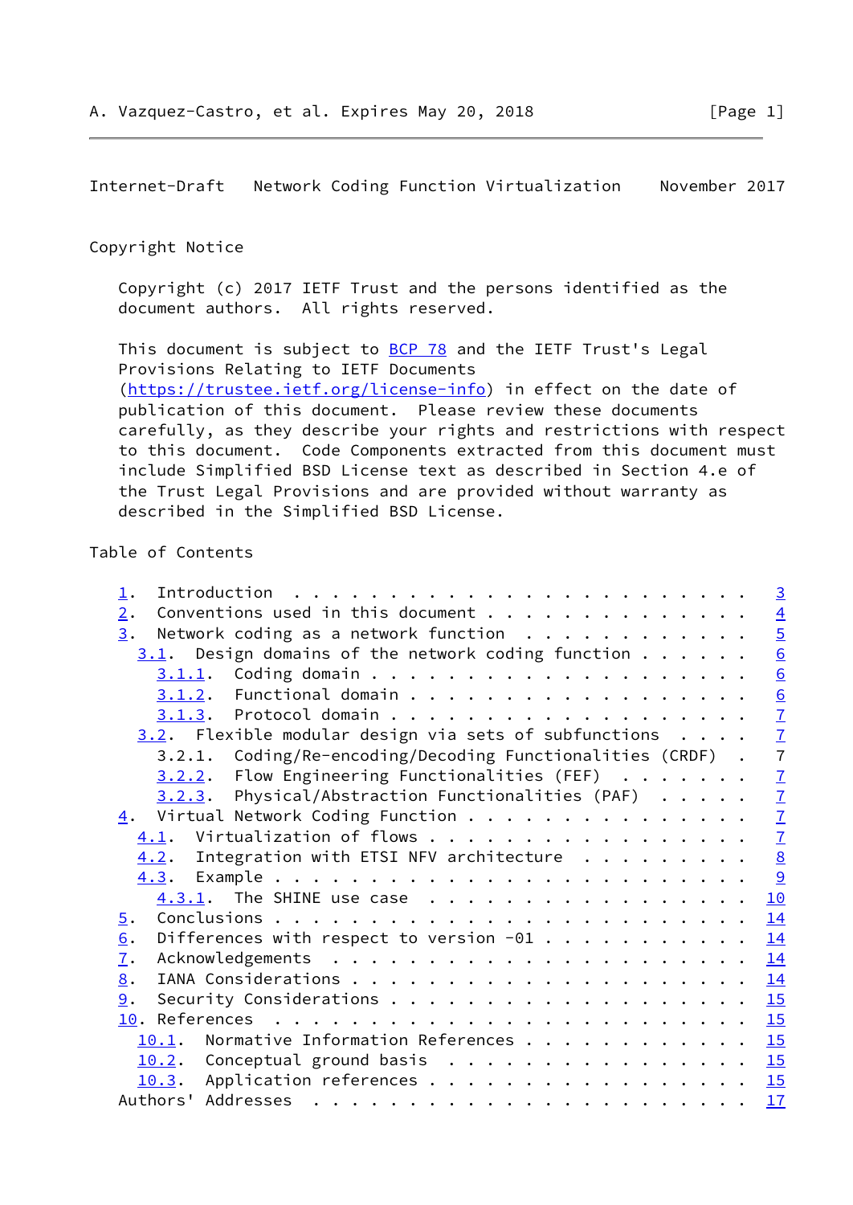## Copyright Notice

Copyright (c) 2017 IETF Trust and the persons identified as the document authors. All rights reserved.

This document is subject to BCP 78 and the IETF Trust's Legal Provisions Relating to IETF Documents (https://trustee.ietf.org/license-info) in effect on the date of publication of this document. Please review these documents carefully, as they describe your rights and restrictions with respect to this document. Code Components extracted from this document must include Simplified BSD License text as described in Section 4.e of the Trust Legal Provisions and are provided without warranty as described in the Simplified BSD License.

## Table of Contents

```
   1.  Introduction . . . . . . . . . . . . . . . . . . . . . . . .   3
   2.  Conventions used in this document . . . . . . . . . . . . .   4
   3.  Network coding as a network function  . . . . . . . . . . .   5
     3.1.  Design domains of the network coding function . . . . . .   6
       3.1.1.  Coding domain . . . . . . . . . . . . . . . . . . . .   6
       3.1.2.  Functional domain . . . . . . . . . . . . . . . . . .   6
       3.1.3.  Protocol domain . . . . . . . . . . . . . . . . . . .   7
     3.2.  Flexible modular design via sets of subfunctions  . . . .   7
       3.2.1.  Coding/Re-encoding/Decoding Functionalities (CRDF)  .   7
       3.2.2.  Flow Engineering Functionalities (FEF)  . . . . . . .   7
       3.2.3.  Physical/Abstraction Functionalities (PAF)  . . . . .   7
   4.  Virtual Network Coding Function . . . . . . . . . . . . . .   7
     4.1.  Virtualization of flows . . . . . . . . . . . . . . . . .   7
     4.2.  Integration with ETSI NFV architecture  . . . . . . . . .   8
     4.3.  Example . . . . . . . . . . . . . . . . . . . . . . . . .   9
       4.3.1.  The SHINE use case  . . . . . . . . . . . . . . . . .  10
   5.  Conclusions . . . . . . . . . . . . . . . . . . . . . . . .  14
   6.  Differences with respect to version -01 . . . . . . . . . .  14
   7.  Acknowledgements  . . . . . . . . . . . . . . . . . . . . .  14
   8.  IANA Considerations . . . . . . . . . . . . . . . . . . . .  14
   9.  Security Considerations . . . . . . . . . . . . . . . . . .  15
   10. References  . . . . . . . . . . . . . . . . . . . . . . . .  15
     10.1.  Normative Information References . . . . . . . . . . .  15
     10.2.  Conceptual ground basis  . . . . . . . . . . . . . . .  15
     10.3.  Application references . . . . . . . . . . . . . . . .  15
   Authors' Addresses  . . . . . . . . . . . . . . . . . . . . . .  17
```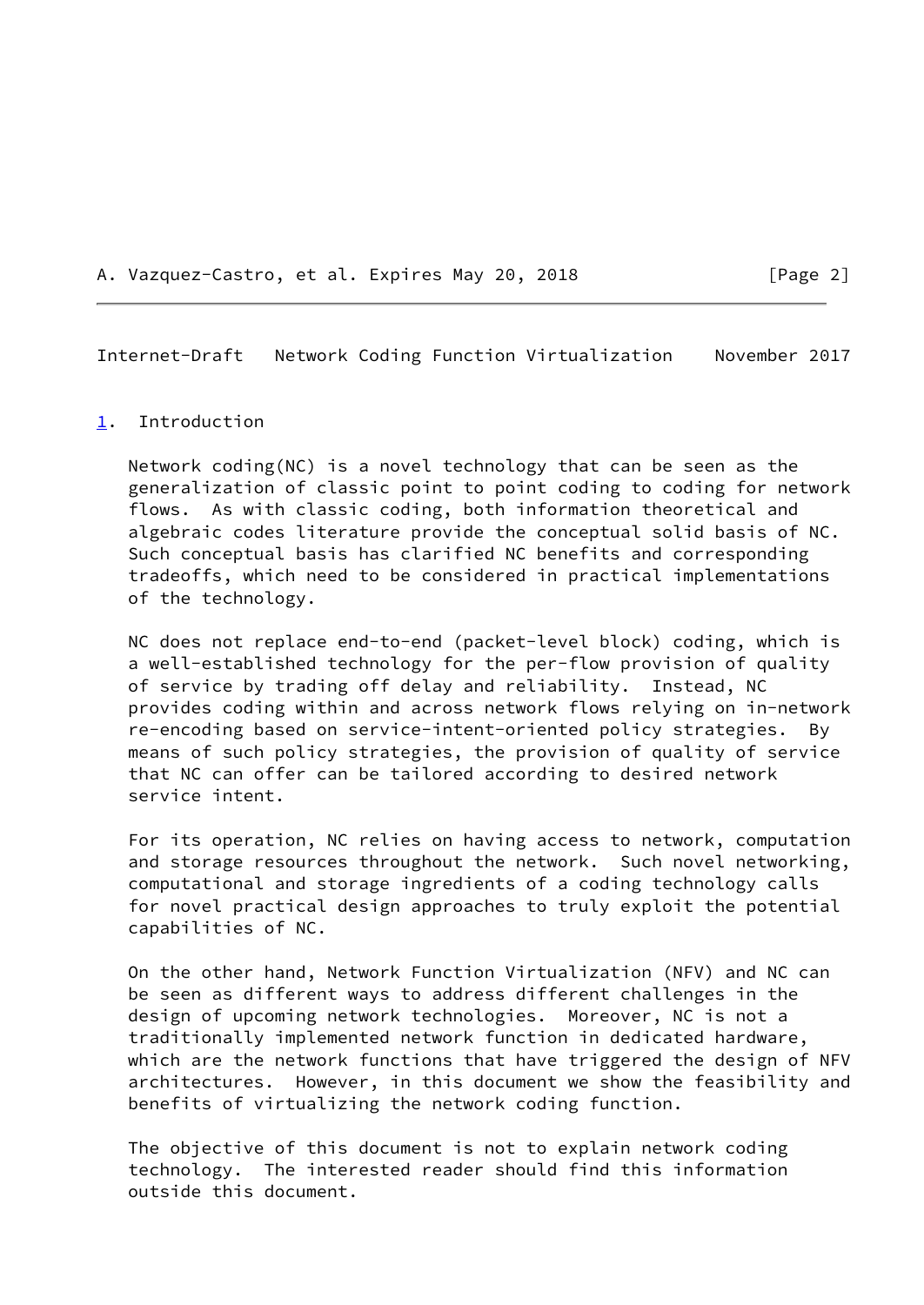## 1. Introduction

Network coding(NC) is a novel technology that can be seen as the generalization of classic point to point coding to coding for network flows. As with classic coding, both information theoretical and algebraic codes literature provide the conceptual solid basis of NC. Such conceptual basis has clarified NC benefits and corresponding tradeoffs, which need to be considered in practical implementations of the technology.

NC does not replace end-to-end (packet-level block) coding, which is a well-established technology for the per-flow provision of quality of service by trading off delay and reliability. Instead, NC provides coding within and across network flows relying on in-network re-encoding based on service-intent-oriented policy strategies. By means of such policy strategies, the provision of quality of service that NC can offer can be tailored according to desired network service intent.

For its operation, NC relies on having access to network, computation and storage resources throughout the network. Such novel networking, computational and storage ingredients of a coding technology calls for novel practical design approaches to truly exploit the potential capabilities of NC.

On the other hand, Network Function Virtualization (NFV) and NC can be seen as different ways to address different challenges in the design of upcoming network technologies. Moreover, NC is not a traditionally implemented network function in dedicated hardware, which are the network functions that have triggered the design of NFV architectures. However, in this document we show the feasibility and benefits of virtualizing the network coding function.

The objective of this document is not to explain network coding technology. The interested reader should find this information outside this document.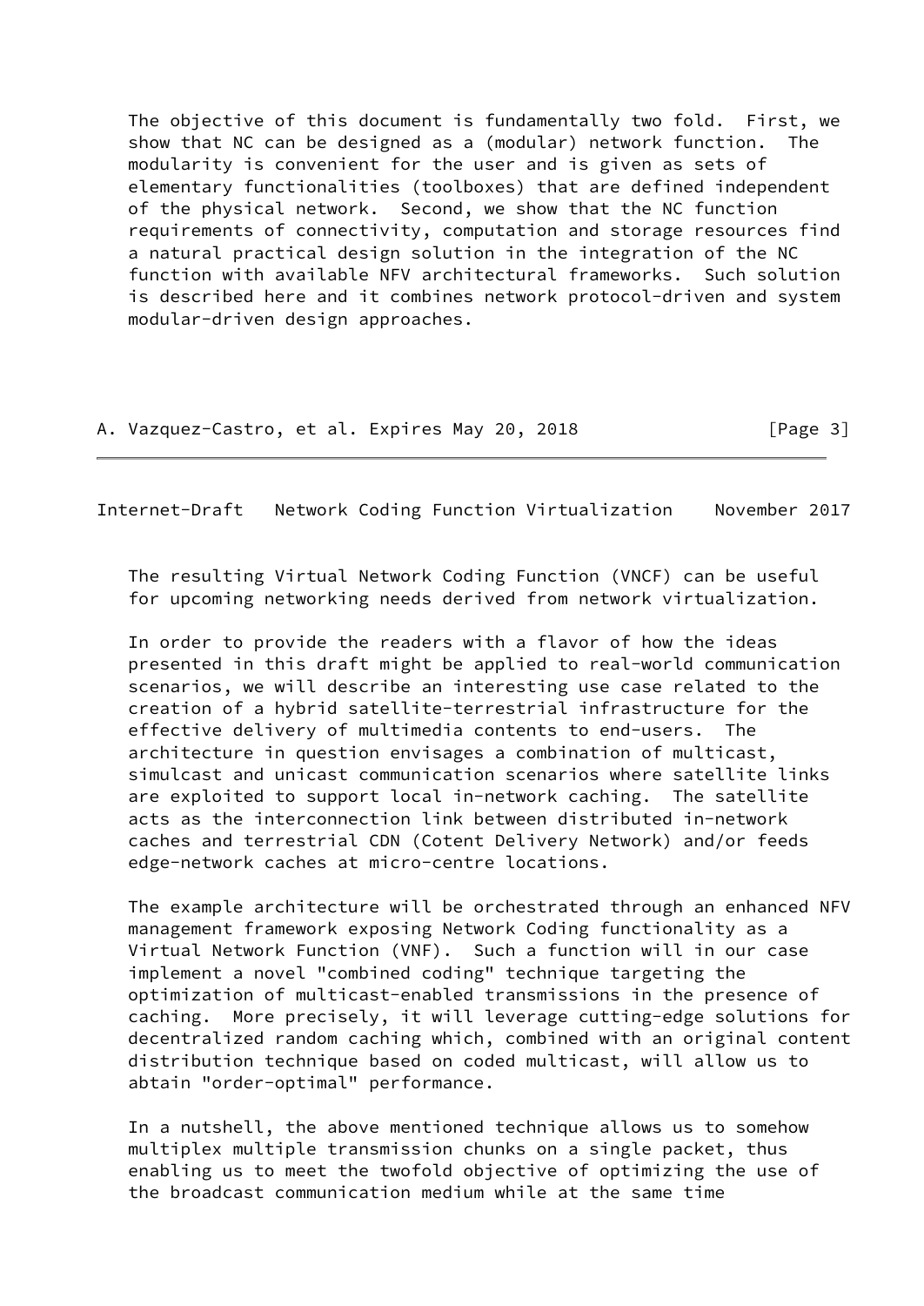The objective of this document is fundamentally two fold. First, we show that NC can be designed as a (modular) network function. The modularity is convenient for the user and is given as sets of elementary functionalities (toolboxes) that are defined independent of the physical network. Second, we show that the NC function requirements of connectivity, computation and storage resources find a natural practical design solution in the integration of the NC function with available NFV architectural frameworks. Such solution is described here and it combines network protocol-driven and system modular-driven design approaches.

The resulting Virtual Network Coding Function (VNCF) can be useful for upcoming networking needs derived from network virtualization.

In order to provide the readers with a flavor of how the ideas presented in this draft might be applied to real-world communication scenarios, we will describe an interesting use case related to the creation of a hybrid satellite-terrestrial infrastructure for the effective delivery of multimedia contents to end-users. The architecture in question envisages a combination of multicast, simulcast and unicast communication scenarios where satellite links are exploited to support local in-network caching. The satellite acts as the interconnection link between distributed in-network caches and terrestrial CDN (Cotent Delivery Network) and/or feeds edge-network caches at micro-centre locations.

The example architecture will be orchestrated through an enhanced NFV management framework exposing Network Coding functionality as a Virtual Network Function (VNF). Such a function will in our case implement a novel "combined coding" technique targeting the optimization of multicast-enabled transmissions in the presence of caching. More precisely, it will leverage cutting-edge solutions for decentralized random caching which, combined with an original content distribution technique based on coded multicast, will allow us to abtain "order-optimal" performance.

In a nutshell, the above mentioned technique allows us to somehow multiplex multiple transmission chunks on a single packet, thus enabling us to meet the twofold objective of optimizing the use of the broadcast communication medium while at the same time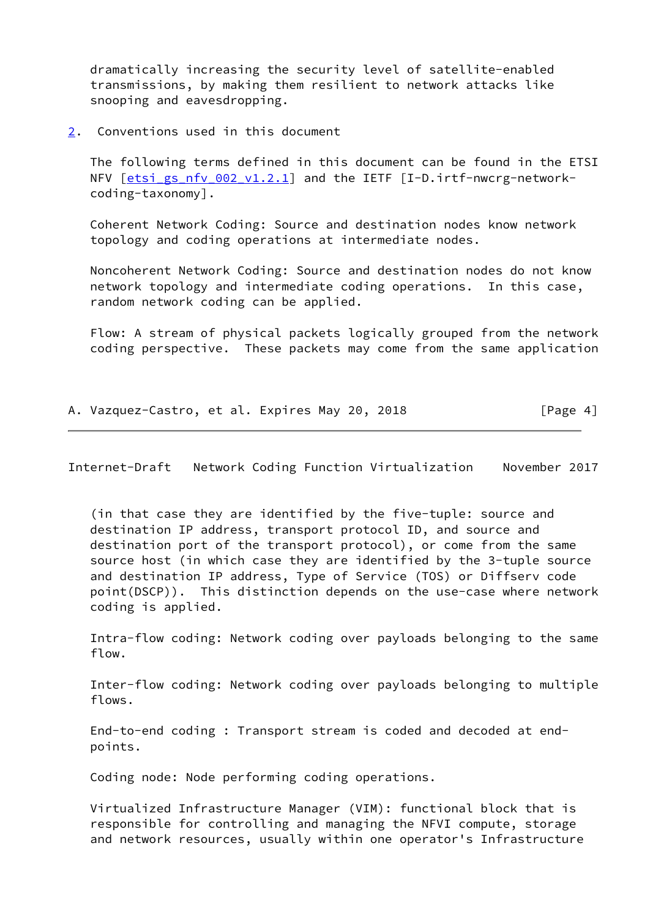dramatically increasing the security level of satellite-enabled transmissions, by making them resilient to network attacks like snooping and eavesdropping.

## 2. Conventions used in this document

The following terms defined in this document can be found in the ETSI NFV [etsi_gs_nfv_002_v1.2.1] and the IETF [I-D.irtf-nwcrg-network-coding-taxonomy].

Coherent Network Coding: Source and destination nodes know network topology and coding operations at intermediate nodes.

Noncoherent Network Coding: Source and destination nodes do not know network topology and intermediate coding operations. In this case, random network coding can be applied.

Flow: A stream of physical packets logically grouped from the network coding perspective. These packets may come from the same application (in that case they are identified by the five-tuple: source and destination IP address, transport protocol ID, and source and destination port of the transport protocol), or come from the same source host (in which case they are identified by the 3-tuple source and destination IP address, Type of Service (TOS) or Diffserv code point(DSCP)). This distinction depends on the use-case where network coding is applied.

Intra-flow coding: Network coding over payloads belonging to the same flow.

Inter-flow coding: Network coding over payloads belonging to multiple flows.

End-to-end coding : Transport stream is coded and decoded at end-points.

Coding node: Node performing coding operations.

Virtualized Infrastructure Manager (VIM): functional block that is responsible for controlling and managing the NFVI compute, storage and network resources, usually within one operator's Infrastructure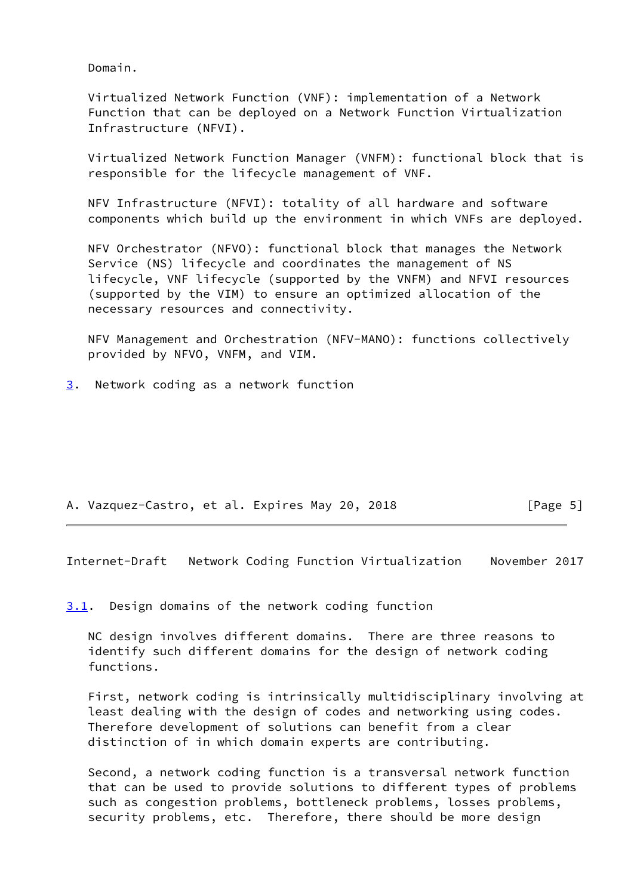Domain.

Virtualized Network Function (VNF): implementation of a Network Function that can be deployed on a Network Function Virtualization Infrastructure (NFVI).

Virtualized Network Function Manager (VNFM): functional block that is responsible for the lifecycle management of VNF.

NFV Infrastructure (NFVI): totality of all hardware and software components which build up the environment in which VNFs are deployed.

NFV Orchestrator (NFVO): functional block that manages the Network Service (NS) lifecycle and coordinates the management of NS lifecycle, VNF lifecycle (supported by the VNFM) and NFVI resources (supported by the VIM) to ensure an optimized allocation of the necessary resources and connectivity.

NFV Management and Orchestration (NFV-MANO): functions collectively provided by NFVO, VNFM, and VIM.

## 3. Network coding as a network function

### 3.1. Design domains of the network coding function

NC design involves different domains. There are three reasons to identify such different domains for the design of network coding functions.

First, network coding is intrinsically multidisciplinary involving at least dealing with the design of codes and networking using codes. Therefore development of solutions can benefit from a clear distinction of in which domain experts are contributing.

Second, a network coding function is a transversal network function that can be used to provide solutions to different types of problems such as congestion problems, bottleneck problems, losses problems, security problems, etc. Therefore, there should be more design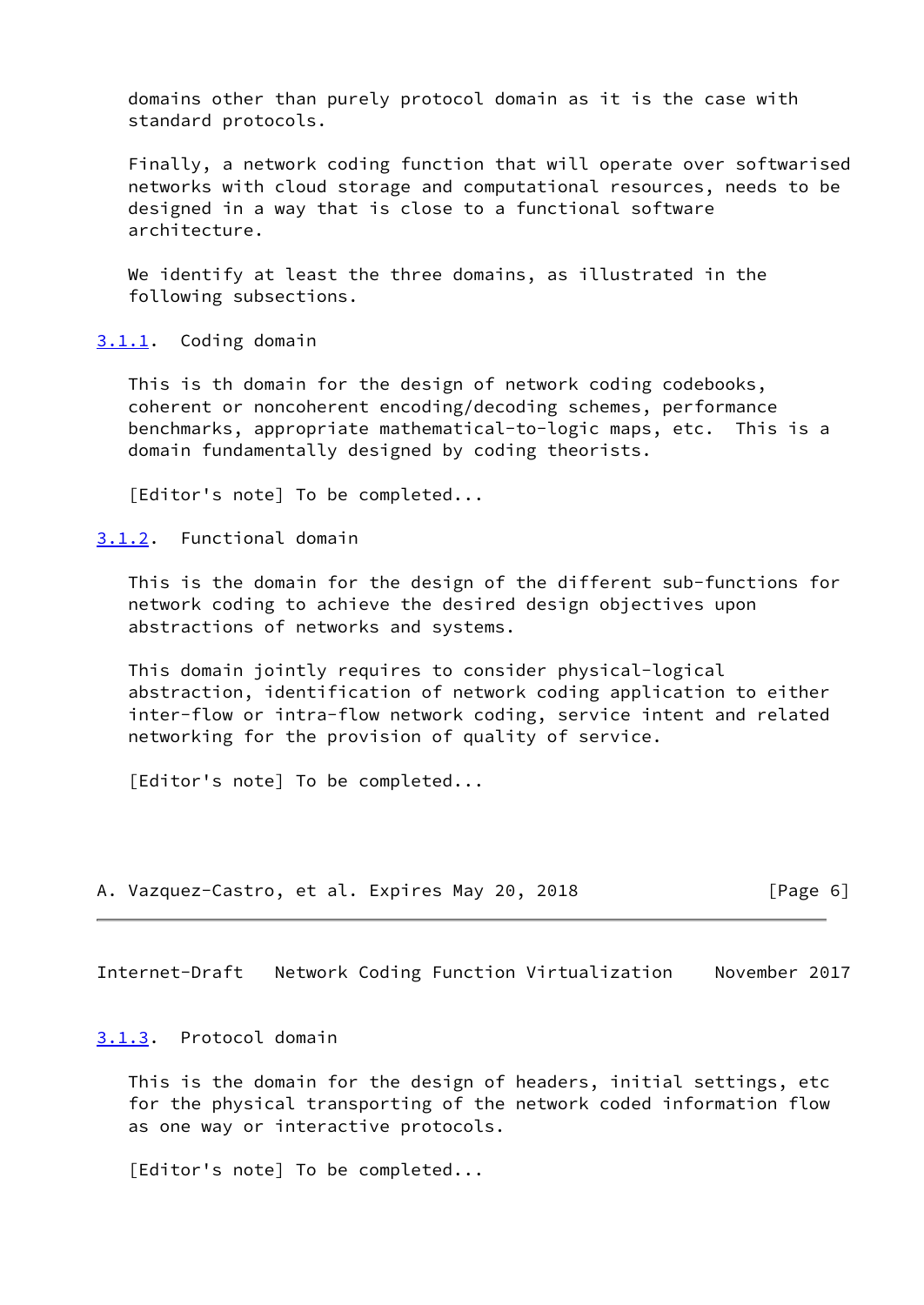domains other than purely protocol domain as it is the case with standard protocols.

Finally, a network coding function that will operate over softwarised networks with cloud storage and computational resources, needs to be designed in a way that is close to a functional software architecture.

We identify at least the three domains, as illustrated in the following subsections.

### 3.1.1. Coding domain

This is th domain for the design of network coding codebooks, coherent or noncoherent encoding/decoding schemes, performance benchmarks, appropriate mathematical-to-logic maps, etc. This is a domain fundamentally designed by coding theorists.

[Editor's note] To be completed...

### 3.1.2. Functional domain

This is the domain for the design of the different sub-functions for network coding to achieve the desired design objectives upon abstractions of networks and systems.

This domain jointly requires to consider physical-logical abstraction, identification of network coding application to either inter-flow or intra-flow network coding, service intent and related networking for the provision of quality of service.

[Editor's note] To be completed...

### 3.1.3. Protocol domain

This is the domain for the design of headers, initial settings, etc for the physical transporting of the network coded information flow as one way or interactive protocols.

[Editor's note] To be completed...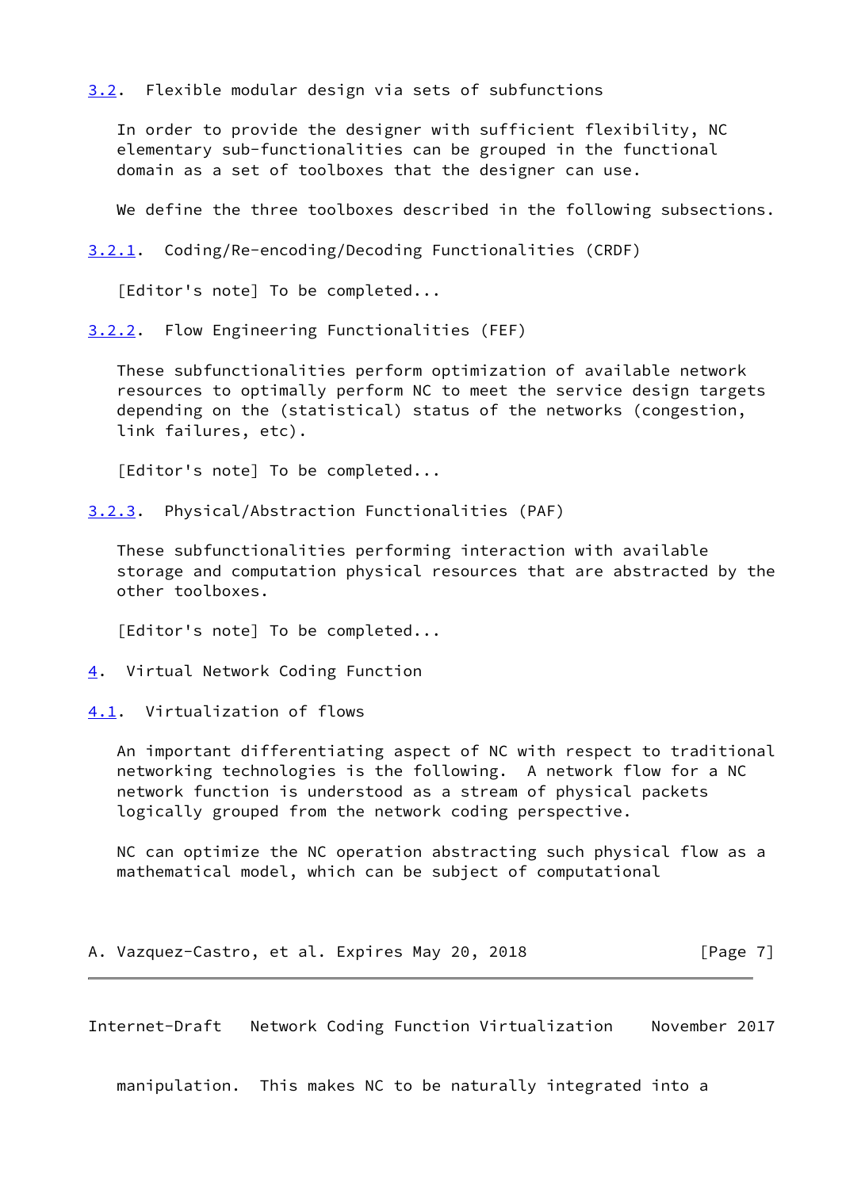## 3.2. Flexible modular design via sets of subfunctions

In order to provide the designer with sufficient flexibility, NC elementary sub-functionalities can be grouped in the functional domain as a set of toolboxes that the designer can use.

We define the three toolboxes described in the following subsections.

### 3.2.1. Coding/Re-encoding/Decoding Functionalities (CRDF)

[Editor's note] To be completed...

### 3.2.2. Flow Engineering Functionalities (FEF)

These subfunctionalities perform optimization of available network resources to optimally perform NC to meet the service design targets depending on the (statistical) status of the networks (congestion, link failures, etc).

[Editor's note] To be completed...

### 3.2.3. Physical/Abstraction Functionalities (PAF)

These subfunctionalities performing interaction with available storage and computation physical resources that are abstracted by the other toolboxes.

[Editor's note] To be completed...

# 4. Virtual Network Coding Function

## 4.1. Virtualization of flows

An important differentiating aspect of NC with respect to traditional networking technologies is the following. A network flow for a NC network function is understood as a stream of physical packets logically grouped from the network coding perspective.

NC can optimize the NC operation abstracting such physical flow as a mathematical model, which can be subject of computational manipulation. This makes NC to be naturally integrated into a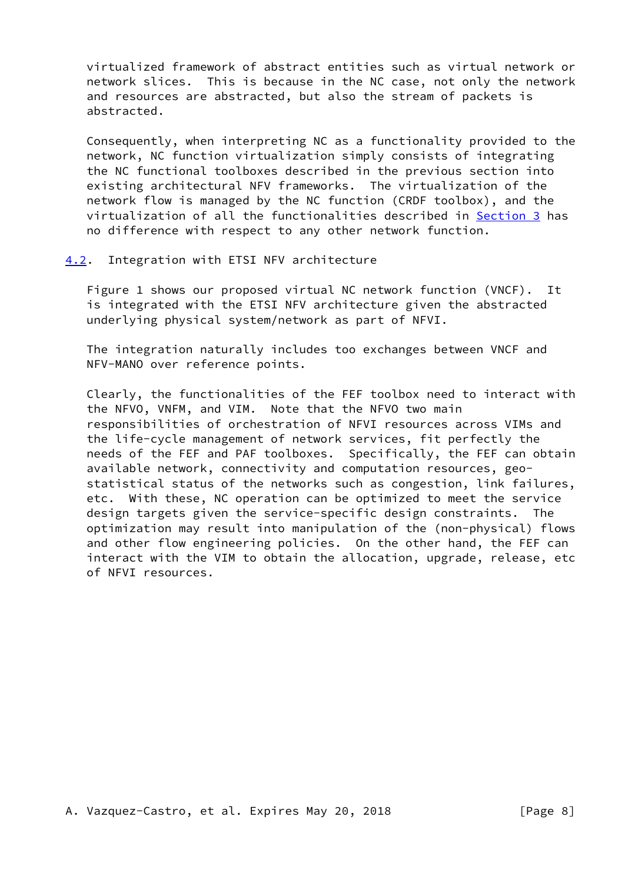virtualized framework of abstract entities such as virtual network or network slices. This is because in the NC case, not only the network and resources are abstracted, but also the stream of packets is abstracted.

Consequently, when interpreting NC as a functionality provided to the network, NC function virtualization simply consists of integrating the NC functional toolboxes described in the previous section into existing architectural NFV frameworks. The virtualization of the network flow is managed by the NC function (CRDF toolbox), and the virtualization of all the functionalities described in Section 3 has no difference with respect to any other network function.

## 4.2. Integration with ETSI NFV architecture

Figure 1 shows our proposed virtual NC network function (VNCF). It is integrated with the ETSI NFV architecture given the abstracted underlying physical system/network as part of NFVI.

The integration naturally includes too exchanges between VNCF and NFV-MANO over reference points.

Clearly, the functionalities of the FEF toolbox need to interact with the NFVO, VNFM, and VIM. Note that the NFVO two main responsibilities of orchestration of NFVI resources across VIMs and the life-cycle management of network services, fit perfectly the needs of the FEF and PAF toolboxes. Specifically, the FEF can obtain available network, connectivity and computation resources, geo-statistical status of the networks such as congestion, link failures, etc. With these, NC operation can be optimized to meet the service design targets given the service-specific design constraints. The optimization may result into manipulation of the (non-physical) flows and other flow engineering policies. On the other hand, the FEF can interact with the VIM to obtain the allocation, upgrade, release, etc of NFVI resources.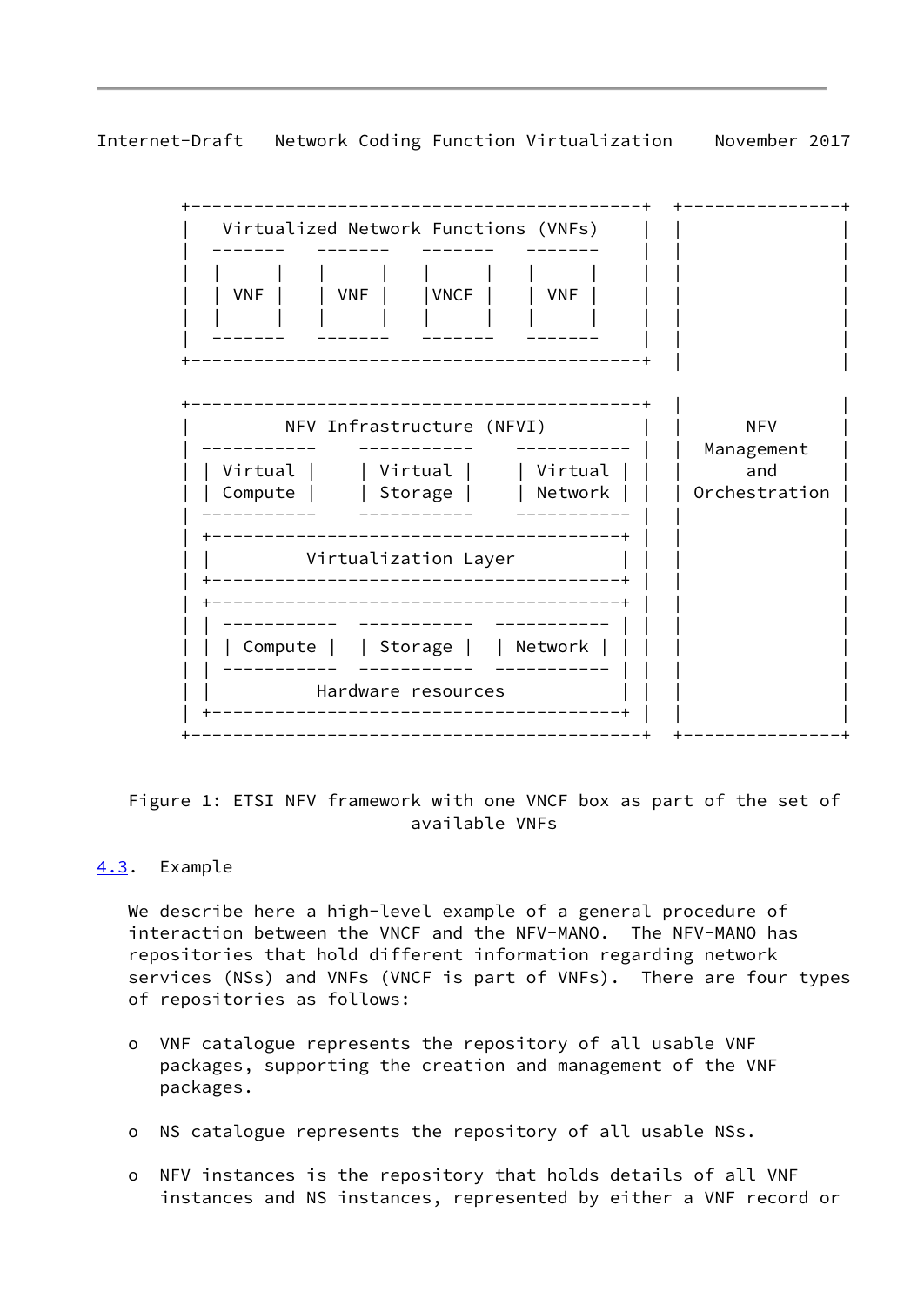```
 +-------------------------------------------+  +----------------+
 |   Virtualized Network Functions (VNFs)    |  |                |
 |  -------   -------   -------   -------    |  |                |
 |  |     |   |     |   |     |   |     |    |  |                |
 |  | VNF |   | VNF |   |VNCF |   | VNF |    |  |                |
 |  |     |   |     |   |     |   |     |    |  |                |
 |  -------   -------   -------   -------    |  |                |
 +-------------------------------------------+  |                |
                                                |                |
 +-------------------------------------------+  |                |
 |         NFV Infrastructure (NFVI)         |  |      NFV       |
 | -----------    -----------    ----------- |  |   Management   |
 | | Virtual |    | Virtual |    | Virtual | |  |      and       |
 | | Compute |    | Storage |    | Network | |  |  Orchestration |
 | -----------    -----------    ----------- |  |                |
 | +---------------------------------------+ |  |                |
 | |         Virtualization Layer          | |  |                |
 | +---------------------------------------+ |  |                |
 | +---------------------------------------+ |  |                |
 | | -----------  -----------  ----------- | |  |                |
 | | | Compute |  | Storage |  | Network | | |  |                |
 | | -----------  -----------  ----------- | |  |                |
 | |          Hardware resources           | |  |                |
 | +---------------------------------------+ |  |                |
 +-------------------------------------------+  +----------------+
```

Figure 1: ETSI NFV framework with one VNCF box as part of the set of available VNFs

### 4.3. Example

We describe here a high-level example of a general procedure of interaction between the VNCF and the NFV-MANO. The NFV-MANO has repositories that hold different information regarding network services (NSs) and VNFs (VNCF is part of VNFs). There are four types of repositories as follows:

- VNF catalogue represents the repository of all usable VNF packages, supporting the creation and management of the VNF packages.
- NS catalogue represents the repository of all usable NSs.
- NFV instances is the repository that holds details of all VNF instances and NS instances, represented by either a VNF record or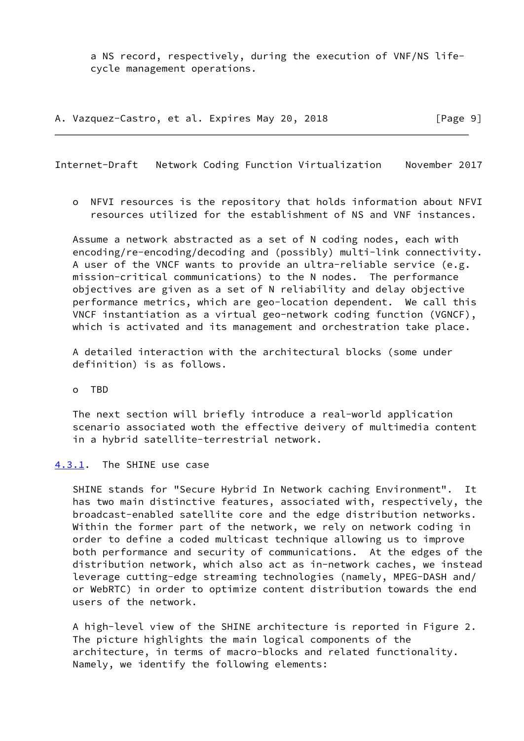a NS record, respectively, during the execution of VNF/NS life-cycle management operations.

- NFVI resources is the repository that holds information about NFVI resources utilized for the establishment of NS and VNF instances.

Assume a network abstracted as a set of N coding nodes, each with encoding/re-encoding/decoding and (possibly) multi-link connectivity. A user of the VNCF wants to provide an ultra-reliable service (e.g. mission-critical communications) to the N nodes. The performance objectives are given as a set of N reliability and delay objective performance metrics, which are geo-location dependent. We call this VNCF instantiation as a virtual geo-network coding function (VGNCF), which is activated and its management and orchestration take place.

A detailed interaction with the architectural blocks (some under definition) is as follows.

- TBD

The next section will briefly introduce a real-world application scenario associated woth the effective deivery of multimedia content in a hybrid satellite-terrestrial network.

### 4.3.1. The SHINE use case

SHINE stands for "Secure Hybrid In Network caching Environment". It has two main distinctive features, associated with, respectively, the broadcast-enabled satellite core and the edge distribution networks. Within the former part of the network, we rely on network coding in order to define a coded multicast technique allowing us to improve both performance and security of communications. At the edges of the distribution network, which also act as in-network caches, we instead leverage cutting-edge streaming technologies (namely, MPEG-DASH and/or WebRTC) in order to optimize content distribution towards the end users of the network.

A high-level view of the SHINE architecture is reported in Figure 2. The picture highlights the main logical components of the architecture, in terms of macro-blocks and related functionality. Namely, we identify the following elements: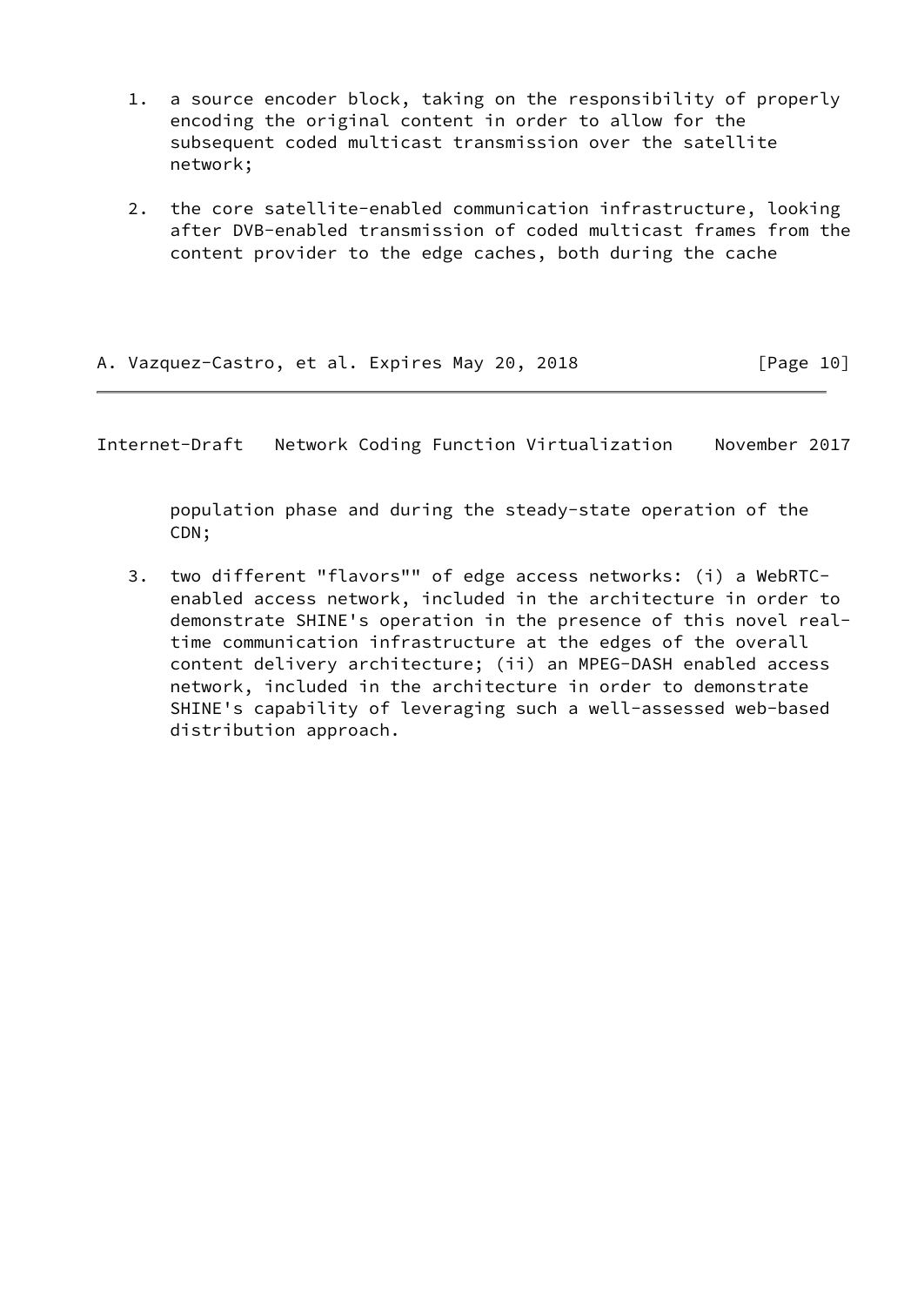1. a source encoder block, taking on the responsibility of properly encoding the original content in order to allow for the subsequent coded multicast transmission over the satellite network;

2. the core satellite-enabled communication infrastructure, looking after DVB-enabled transmission of coded multicast frames from the content provider to the edge caches, both during the cache population phase and during the steady-state operation of the CDN;

3. two different "flavors"" of edge access networks: (i) a WebRTC-enabled access network, included in the architecture in order to demonstrate SHINE's operation in the presence of this novel real-time communication infrastructure at the edges of the overall content delivery architecture; (ii) an MPEG-DASH enabled access network, included in the architecture in order to demonstrate SHINE's capability of leveraging such a well-assessed web-based distribution approach.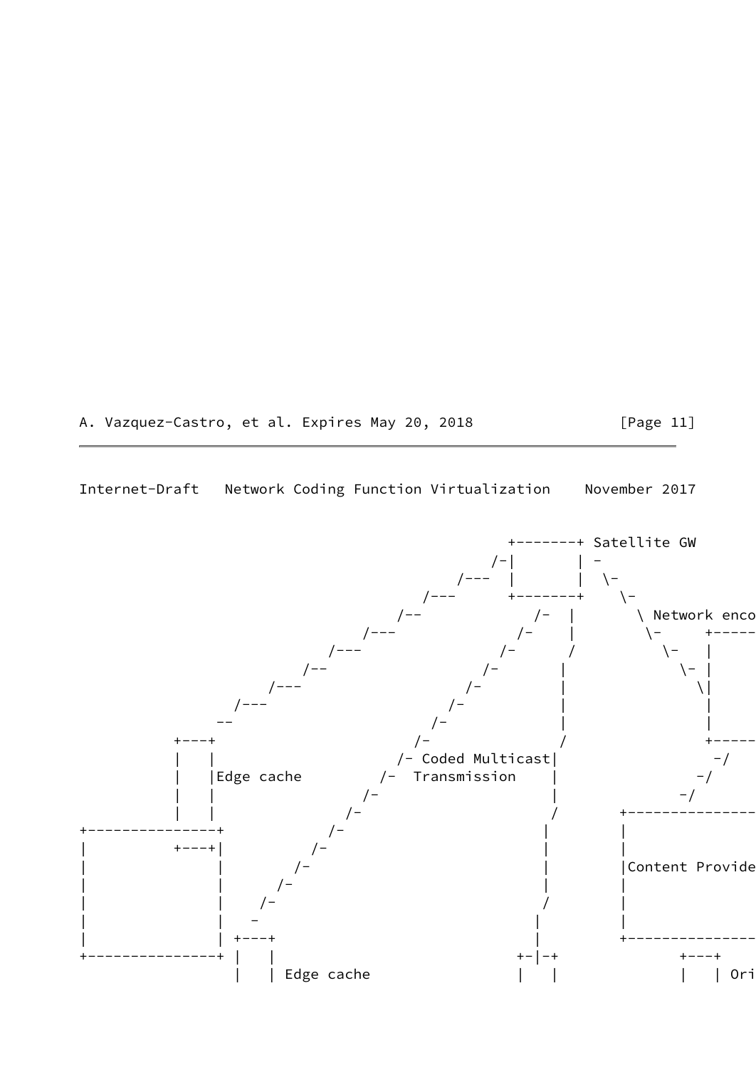```
                                          +-------+ Satellite GW
                                         /-|       | -
                                     /---  |       |  \-
                                 /---      +-------+    \-
                              /--            /-  |        \ Network enco
                          /---             /-    |         \-     +-----
                      /---               /-      /           \-   |
                   /--                 /-       |              \- |
               /---                  /-         |                \|
           /---                    /-           |                 |
          --                     /-             |                 |
      +---+                    /-              /                  +-----
      |   |                  /- Coded Multicast|                 -/
      |   |Edge cache      /-  Transmission    |               -/
      |   |              /-                    |             -/
      |   |            /-                     /       +---------------
+---------------+    /-                      |        |
|         +---+|   /-                        |        |
|              |  /-                         |        |Content Provide
|              | /-                          |        |
|              |/-                          /         |
|              |  -                        |          |
|              | +---+                     |          +---------------
+---------------+ |   |                  +-|-+            +---+
                  |   | Edge cache       |   |            |   | Ori
```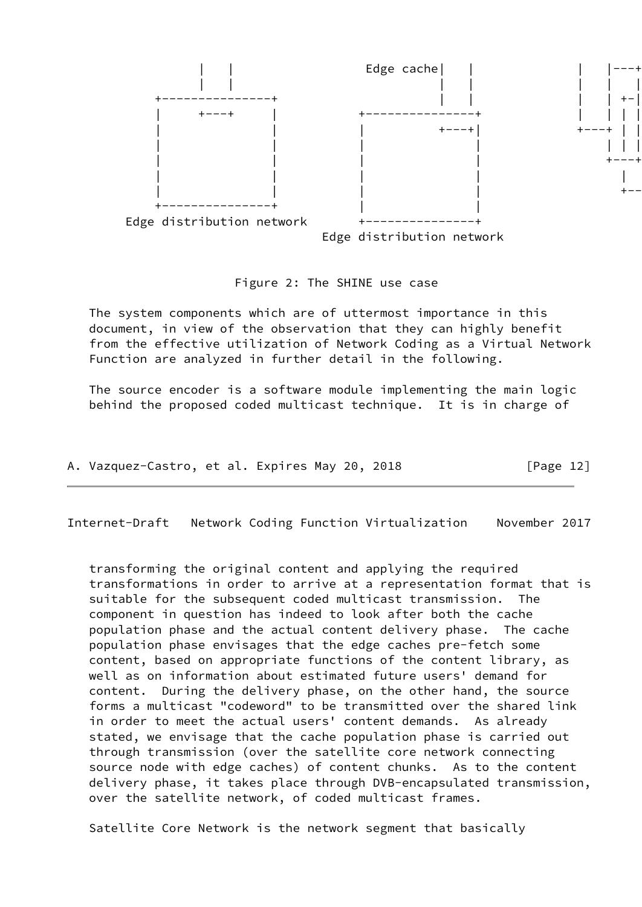```
          |   |                 Edge cache|   |             |   |---+
          |   |                           |   |             |   |   |
      +---------------+                   |   |             |   | +-|
      |     +---+     |         +---------------+           |   | | |
      |               |         |         +---+|         +---+ | |
      |               |         |               |              | | |
      |               |         |               |             +---+
      |               |         |               |               |
      |               |         |               |              +--
      +---------------+         |               |
   Edge distribution network    +---------------+
                            Edge distribution network
```

Figure 2: The SHINE use case

The system components which are of uttermost importance in this document, in view of the observation that they can highly benefit from the effective utilization of Network Coding as a Virtual Network Function are analyzed in further detail in the following.

The source encoder is a software module implementing the main logic behind the proposed coded multicast technique. It is in charge of transforming the original content and applying the required transformations in order to arrive at a representation format that is suitable for the subsequent coded multicast transmission. The component in question has indeed to look after both the cache population phase and the actual content delivery phase. The cache population phase envisages that the edge caches pre-fetch some content, based on appropriate functions of the content library, as well as on information about estimated future users' demand for content. During the delivery phase, on the other hand, the source forms a multicast "codeword" to be transmitted over the shared link in order to meet the actual users' content demands. As already stated, we envisage that the cache population phase is carried out through transmission (over the satellite core network connecting source node with edge caches) of content chunks. As to the content delivery phase, it takes place through DVB-encapsulated transmission, over the satellite network, of coded multicast frames.

Satellite Core Network is the network segment that basically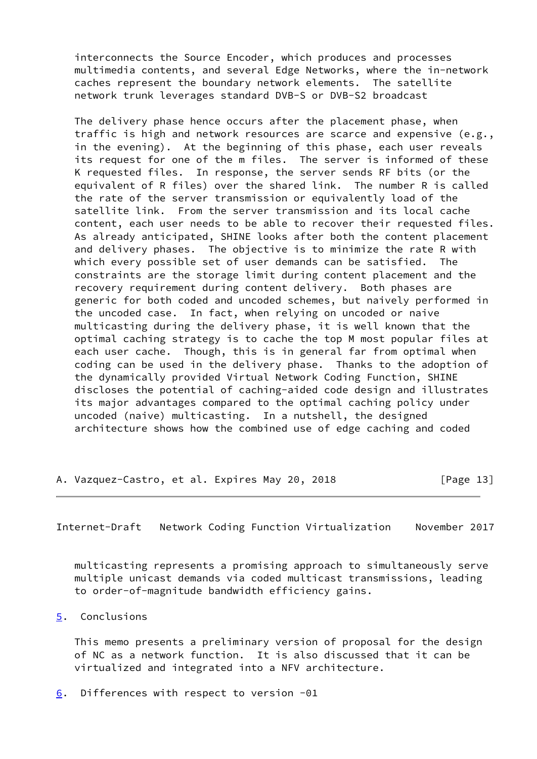interconnects the Source Encoder, which produces and processes multimedia contents, and several Edge Networks, where the in-network caches represent the boundary network elements. The satellite network trunk leverages standard DVB-S or DVB-S2 broadcast

The delivery phase hence occurs after the placement phase, when traffic is high and network resources are scarce and expensive (e.g., in the evening). At the beginning of this phase, each user reveals its request for one of the m files. The server is informed of these K requested files. In response, the server sends RF bits (or the equivalent of R files) over the shared link. The number R is called the rate of the server transmission or equivalently load of the satellite link. From the server transmission and its local cache content, each user needs to be able to recover their requested files. As already anticipated, SHINE looks after both the content placement and delivery phases. The objective is to minimize the rate R with which every possible set of user demands can be satisfied. The constraints are the storage limit during content placement and the recovery requirement during content delivery. Both phases are generic for both coded and uncoded schemes, but naively performed in the uncoded case. In fact, when relying on uncoded or naive multicasting during the delivery phase, it is well known that the optimal caching strategy is to cache the top M most popular files at each user cache. Though, this is in general far from optimal when coding can be used in the delivery phase. Thanks to the adoption of the dynamically provided Virtual Network Coding Function, SHINE discloses the potential of caching-aided code design and illustrates its major advantages compared to the optimal caching policy under uncoded (naive) multicasting. In a nutshell, the designed architecture shows how the combined use of edge caching and coded multicasting represents a promising approach to simultaneously serve multiple unicast demands via coded multicast transmissions, leading to order-of-magnitude bandwidth efficiency gains.

## 5. Conclusions

This memo presents a preliminary version of proposal for the design of NC as a network function. It is also discussed that it can be virtualized and integrated into a NFV architecture.

## 6. Differences with respect to version -01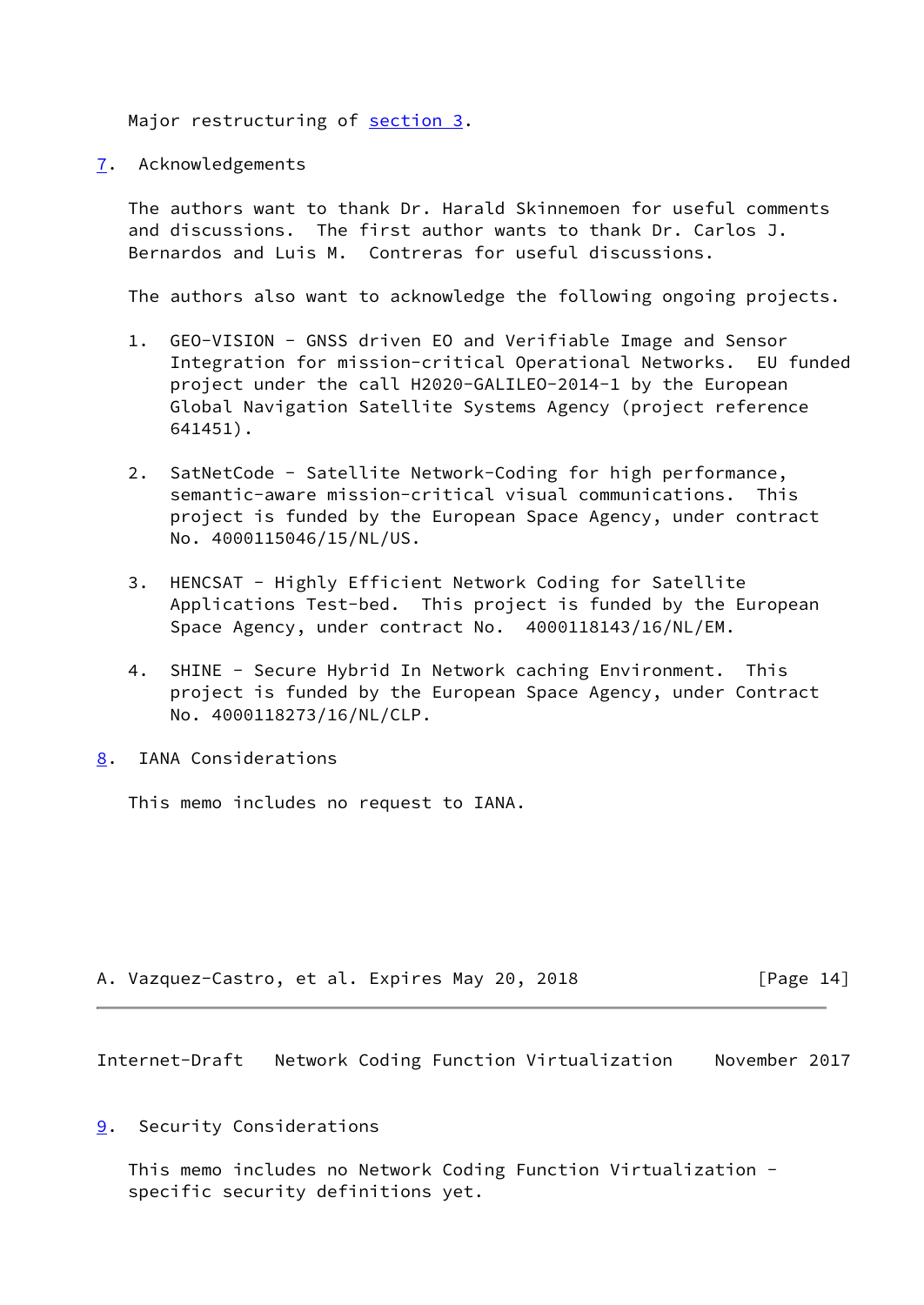Major restructuring of section 3.

## 7. Acknowledgements

The authors want to thank Dr. Harald Skinnemoen for useful comments and discussions. The first author wants to thank Dr. Carlos J. Bernardos and Luis M. Contreras for useful discussions.

The authors also want to acknowledge the following ongoing projects.

1. GEO-VISION - GNSS driven EO and Verifiable Image and Sensor Integration for mission-critical Operational Networks. EU funded project under the call H2020-GALILEO-2014-1 by the European Global Navigation Satellite Systems Agency (project reference 641451).

2. SatNetCode - Satellite Network-Coding for high performance, semantic-aware mission-critical visual communications. This project is funded by the European Space Agency, under contract No. 4000115046/15/NL/US.

3. HENCSAT - Highly Efficient Network Coding for Satellite Applications Test-bed. This project is funded by the European Space Agency, under contract No. 4000118143/16/NL/EM.

4. SHINE - Secure Hybrid In Network caching Environment. This project is funded by the European Space Agency, under Contract No. 4000118273/16/NL/CLP.

## 8. IANA Considerations

This memo includes no request to IANA.

## 9. Security Considerations

This memo includes no Network Coding Function Virtualization - specific security definitions yet.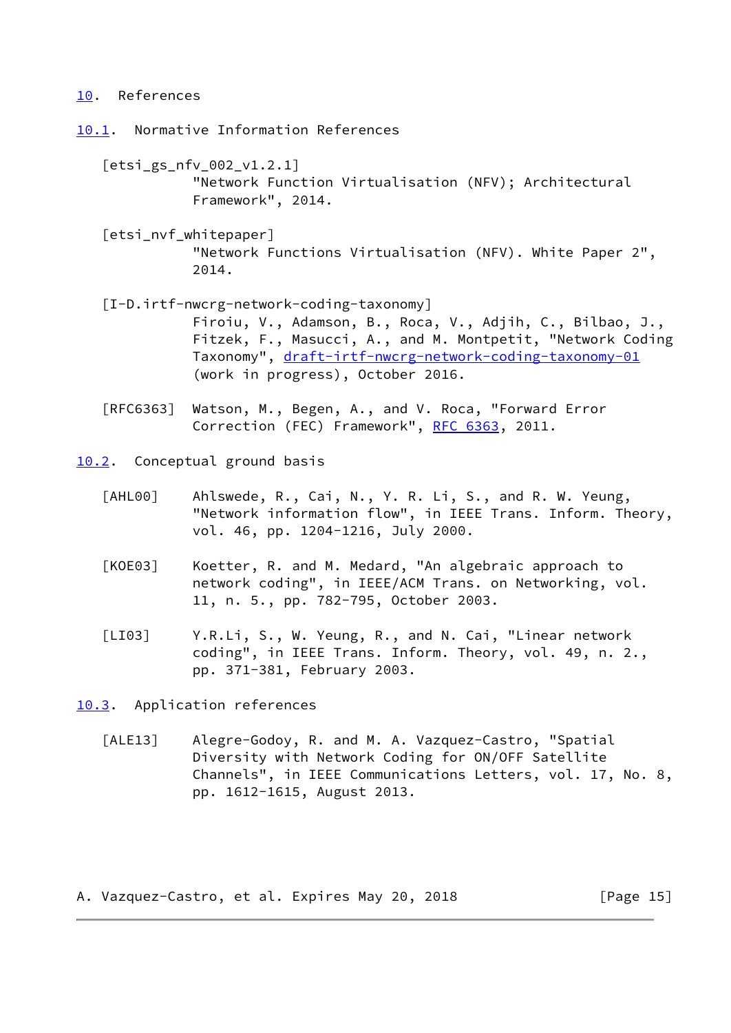# 10. References

## 10.1. Normative Information References

[etsi_gs_nfv_002_v1.2.1]
"Network Function Virtualisation (NFV); Architectural Framework", 2014.

[etsi_nvf_whitepaper]
"Network Functions Virtualisation (NFV). White Paper 2", 2014.

[I-D.irtf-nwcrg-network-coding-taxonomy]
Firoiu, V., Adamson, B., Roca, V., Adjih, C., Bilbao, J., Fitzek, F., Masucci, A., and M. Montpetit, "Network Coding Taxonomy", draft-irtf-nwcrg-network-coding-taxonomy-01 (work in progress), October 2016.

[RFC6363] Watson, M., Begen, A., and V. Roca, "Forward Error Correction (FEC) Framework", RFC 6363, 2011.

## 10.2. Conceptual ground basis

[AHL00] Ahlswede, R., Cai, N., Y. R. Li, S., and R. W. Yeung, "Network information flow", in IEEE Trans. Inform. Theory, vol. 46, pp. 1204-1216, July 2000.

[KOE03] Koetter, R. and M. Medard, "An algebraic approach to network coding", in IEEE/ACM Trans. on Networking, vol. 11, n. 5., pp. 782-795, October 2003.

[LI03] Y.R.Li, S., W. Yeung, R., and N. Cai, "Linear network coding", in IEEE Trans. Inform. Theory, vol. 49, n. 2., pp. 371-381, February 2003.

## 10.3. Application references

[ALE13] Alegre-Godoy, R. and M. A. Vazquez-Castro, "Spatial Diversity with Network Coding for ON/OFF Satellite Channels", in IEEE Communications Letters, vol. 17, No. 8, pp. 1612-1615, August 2013.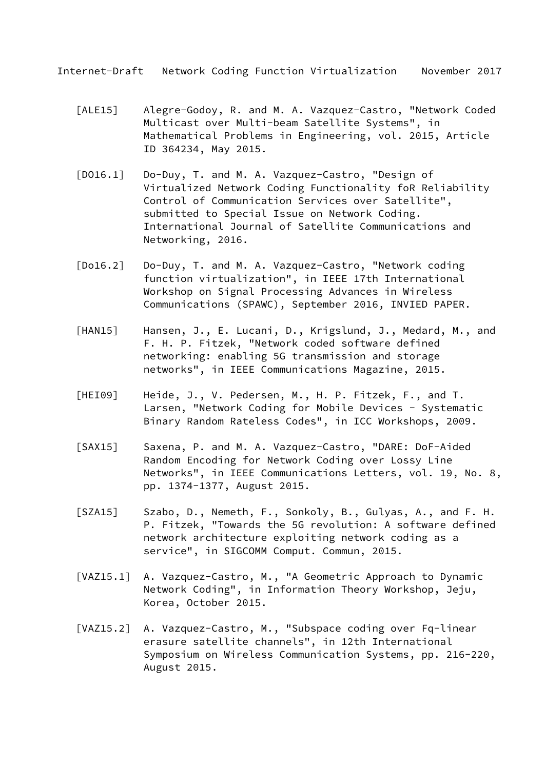[ALE15] Alegre-Godoy, R. and M. A. Vazquez-Castro, "Network Coded Multicast over Multi-beam Satellite Systems", in Mathematical Problems in Engineering, vol. 2015, Article ID 364234, May 2015.

[DO16.1] Do-Duy, T. and M. A. Vazquez-Castro, "Design of Virtualized Network Coding Functionality foR Reliability Control of Communication Services over Satellite", submitted to Special Issue on Network Coding. International Journal of Satellite Communications and Networking, 2016.

[Do16.2] Do-Duy, T. and M. A. Vazquez-Castro, "Network coding function virtualization", in IEEE 17th International Workshop on Signal Processing Advances in Wireless Communications (SPAWC), September 2016, INVIED PAPER.

[HAN15] Hansen, J., E. Lucani, D., Krigslund, J., Medard, M., and F. H. P. Fitzek, "Network coded software defined networking: enabling 5G transmission and storage networks", in IEEE Communications Magazine, 2015.

[HEI09] Heide, J., V. Pedersen, M., H. P. Fitzek, F., and T. Larsen, "Network Coding for Mobile Devices - Systematic Binary Random Rateless Codes", in ICC Workshops, 2009.

[SAX15] Saxena, P. and M. A. Vazquez-Castro, "DARE: DoF-Aided Random Encoding for Network Coding over Lossy Line Networks", in IEEE Communications Letters, vol. 19, No. 8, pp. 1374-1377, August 2015.

[SZA15] Szabo, D., Nemeth, F., Sonkoly, B., Gulyas, A., and F. H. P. Fitzek, "Towards the 5G revolution: A software defined network architecture exploiting network coding as a service", in SIGCOMM Comput. Commun, 2015.

[VAZ15.1] A. Vazquez-Castro, M., "A Geometric Approach to Dynamic Network Coding", in Information Theory Workshop, Jeju, Korea, October 2015.

[VAZ15.2] A. Vazquez-Castro, M., "Subspace coding over Fq-linear erasure satellite channels", in 12th International Symposium on Wireless Communication Systems, pp. 216-220, August 2015.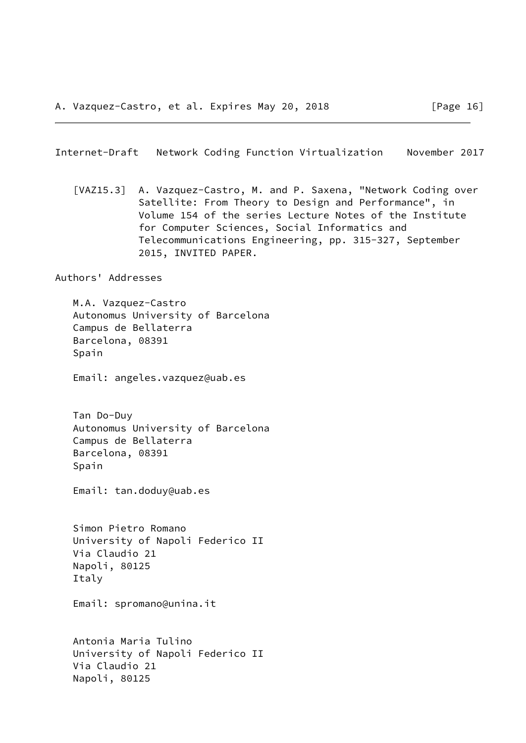[VAZ15.3] A. Vazquez-Castro, M. and P. Saxena, "Network Coding over Satellite: From Theory to Design and Performance", in Volume 154 of the series Lecture Notes of the Institute for Computer Sciences, Social Informatics and Telecommunications Engineering, pp. 315-327, September 2015, INVITED PAPER.

## Authors' Addresses

M.A. Vazquez-Castro
Autonomus University of Barcelona
Campus de Bellaterra
Barcelona, 08391
Spain

Email: angeles.vazquez@uab.es

Tan Do-Duy
Autonomus University of Barcelona
Campus de Bellaterra
Barcelona, 08391
Spain

Email: tan.doduy@uab.es

Simon Pietro Romano
University of Napoli Federico II
Via Claudio 21
Napoli, 80125
Italy

Email: spromano@unina.it

Antonia Maria Tulino
University of Napoli Federico II
Via Claudio 21
Napoli, 80125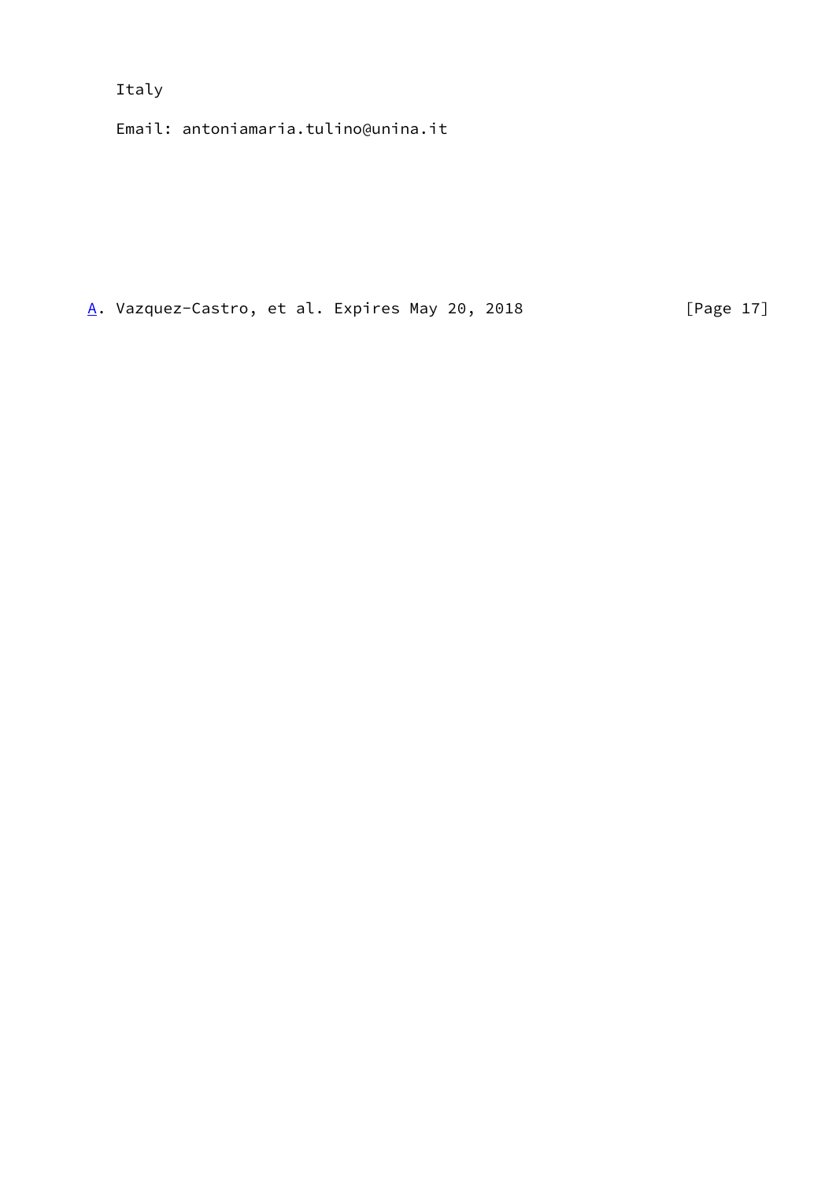Italy

Email: antoniamaria.tulino@unina.it